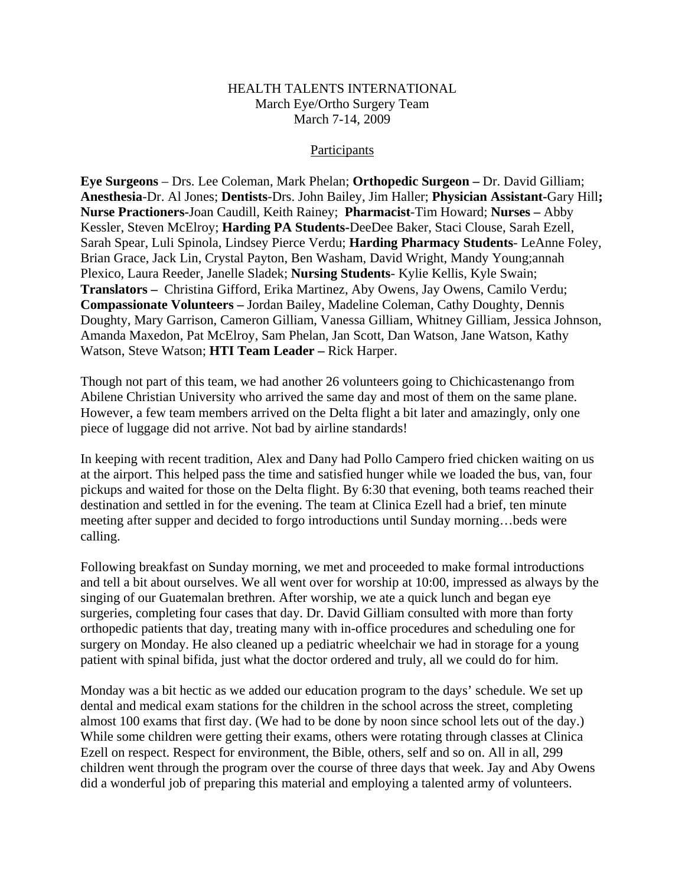HEALTH TALENTS INTERNATIONAL
March Eye/Ortho Surgery Team
March 7-14, 2009

Participants

**Eye Surgeons** – Drs. Lee Coleman, Mark Phelan; **Orthopedic Surgeon –** Dr. David Gilliam; **Anesthesia**-Dr. Al Jones; **Dentists**-Drs. John Bailey, Jim Haller; **Physician Assistant-**Gary Hill**;** **Nurse Practioners-**Joan Caudill, Keith Rainey; **Pharmacist**-Tim Howard; **Nurses –** Abby Kessler, Steven McElroy; **Harding PA Students-**DeeDee Baker, Staci Clouse, Sarah Ezell, Sarah Spear, Luli Spinola, Lindsey Pierce Verdu; **Harding Pharmacy Students**- LeAnne Foley, Brian Grace, Jack Lin, Crystal Payton, Ben Washam, David Wright, Mandy Young;annah Plexico, Laura Reeder, Janelle Sladek; **Nursing Students**- Kylie Kellis, Kyle Swain; **Translators –** Christina Gifford, Erika Martinez, Aby Owens, Jay Owens, Camilo Verdu; **Compassionate Volunteers –** Jordan Bailey, Madeline Coleman, Cathy Doughty, Dennis Doughty, Mary Garrison, Cameron Gilliam, Vanessa Gilliam, Whitney Gilliam, Jessica Johnson, Amanda Maxedon, Pat McElroy, Sam Phelan, Jan Scott, Dan Watson, Jane Watson, Kathy Watson, Steve Watson; **HTI Team Leader –** Rick Harper.

Though not part of this team, we had another 26 volunteers going to Chichicastenango from Abilene Christian University who arrived the same day and most of them on the same plane. However, a few team members arrived on the Delta flight a bit later and amazingly, only one piece of luggage did not arrive. Not bad by airline standards!

In keeping with recent tradition, Alex and Dany had Pollo Campero fried chicken waiting on us at the airport. This helped pass the time and satisfied hunger while we loaded the bus, van, four pickups and waited for those on the Delta flight. By 6:30 that evening, both teams reached their destination and settled in for the evening. The team at Clinica Ezell had a brief, ten minute meeting after supper and decided to forgo introductions until Sunday morning…beds were calling.

Following breakfast on Sunday morning, we met and proceeded to make formal introductions and tell a bit about ourselves. We all went over for worship at 10:00, impressed as always by the singing of our Guatemalan brethren. After worship, we ate a quick lunch and began eye surgeries, completing four cases that day. Dr. David Gilliam consulted with more than forty orthopedic patients that day, treating many with in-office procedures and scheduling one for surgery on Monday. He also cleaned up a pediatric wheelchair we had in storage for a young patient with spinal bifida, just what the doctor ordered and truly, all we could do for him.

Monday was a bit hectic as we added our education program to the days' schedule. We set up dental and medical exam stations for the children in the school across the street, completing almost 100 exams that first day. (We had to be done by noon since school lets out of the day.) While some children were getting their exams, others were rotating through classes at Clinica Ezell on respect. Respect for environment, the Bible, others, self and so on. All in all, 299 children went through the program over the course of three days that week. Jay and Aby Owens did a wonderful job of preparing this material and employing a talented army of volunteers.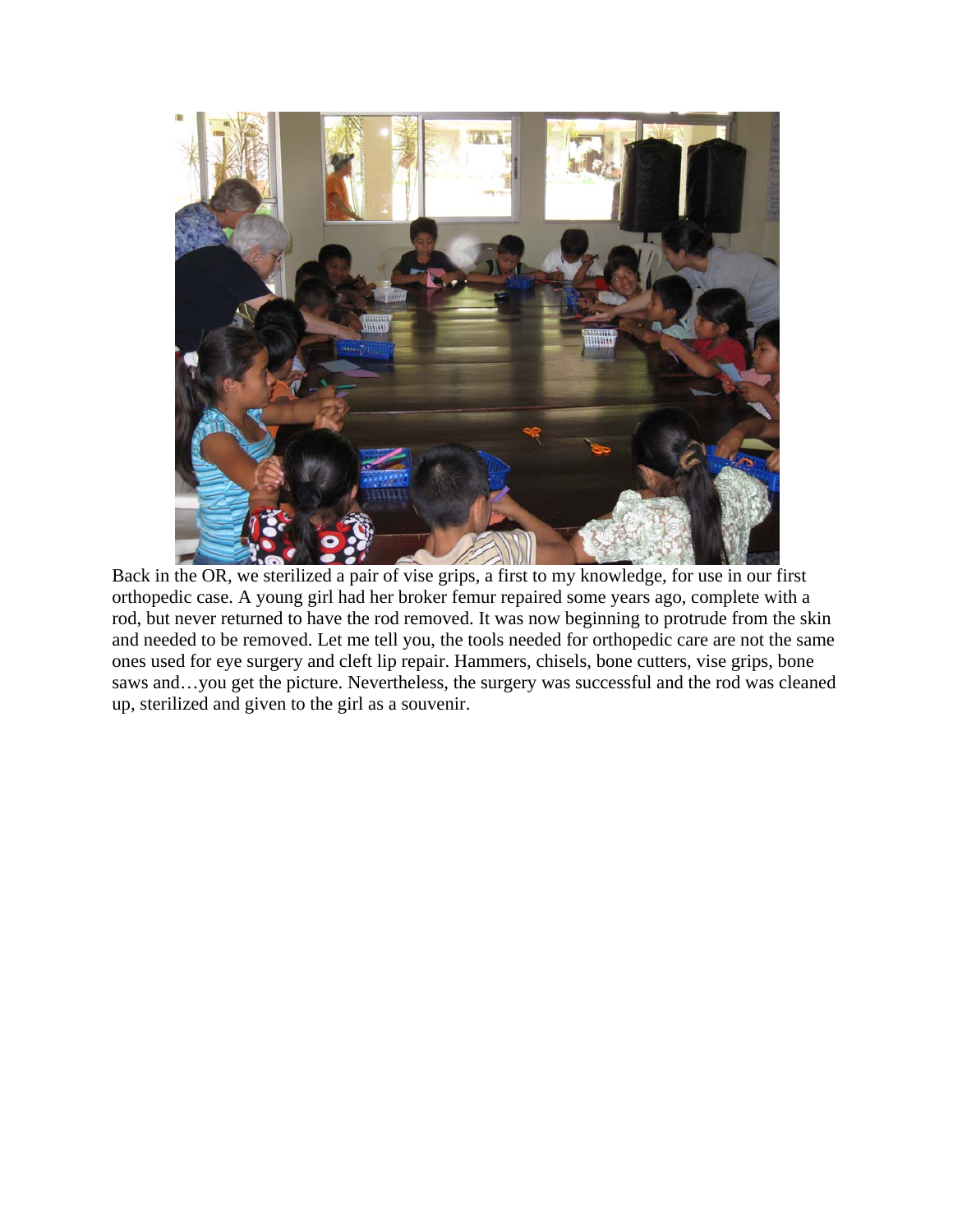Back in the OR, we sterilized a pair of vise grips, a first to my knowledge, for use in our first orthopedic case. A young girl had her broker femur repaired some years ago, complete with a rod, but never returned to have the rod removed. It was now beginning to protrude from the skin and needed to be removed. Let me tell you, the tools needed for orthopedic care are not the same ones used for eye surgery and cleft lip repair. Hammers, chisels, bone cutters, vise grips, bone saws and…you get the picture. Nevertheless, the surgery was successful and the rod was cleaned up, sterilized and given to the girl as a souvenir.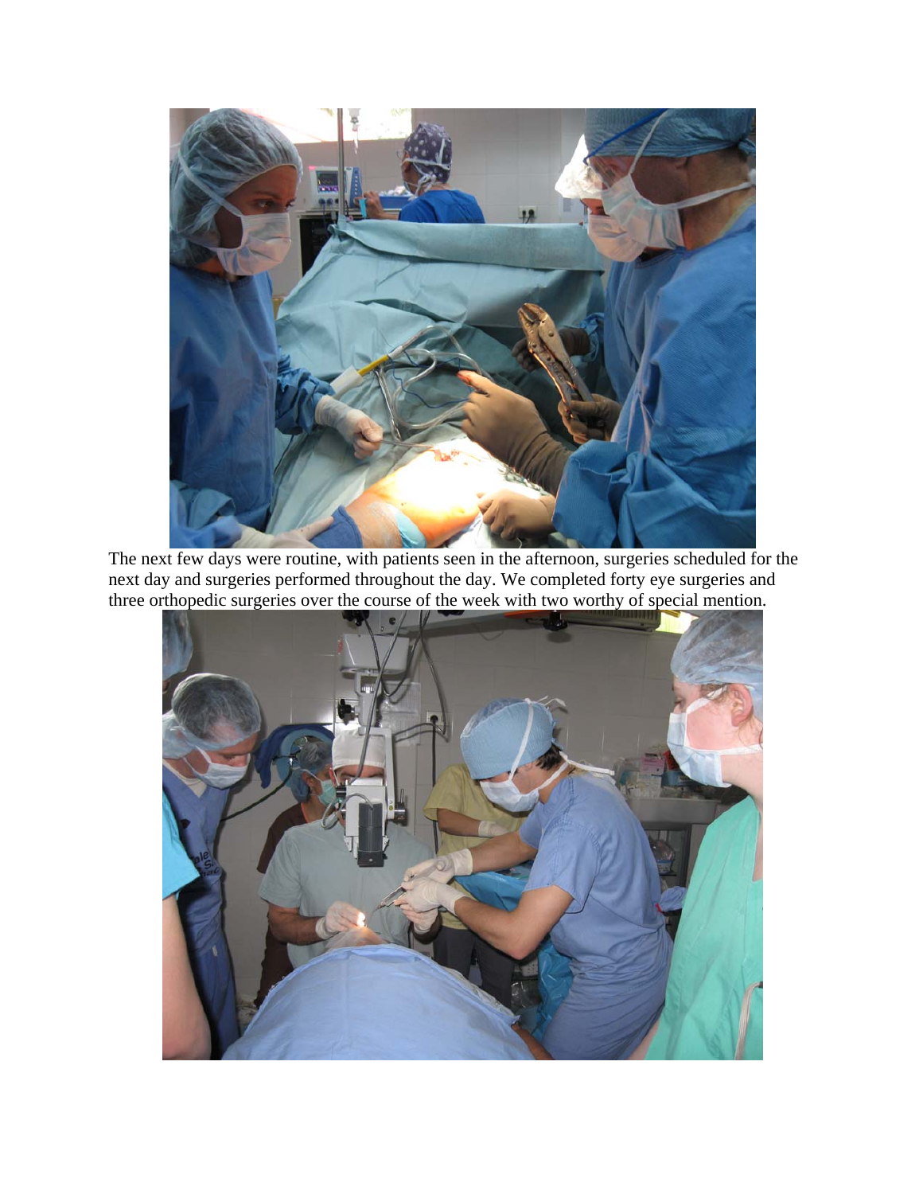The next few days were routine, with patients seen in the afternoon, surgeries scheduled for the next day and surgeries performed throughout the day. We completed forty eye surgeries and three orthopedic surgeries over the course of the week with two worthy of special mention.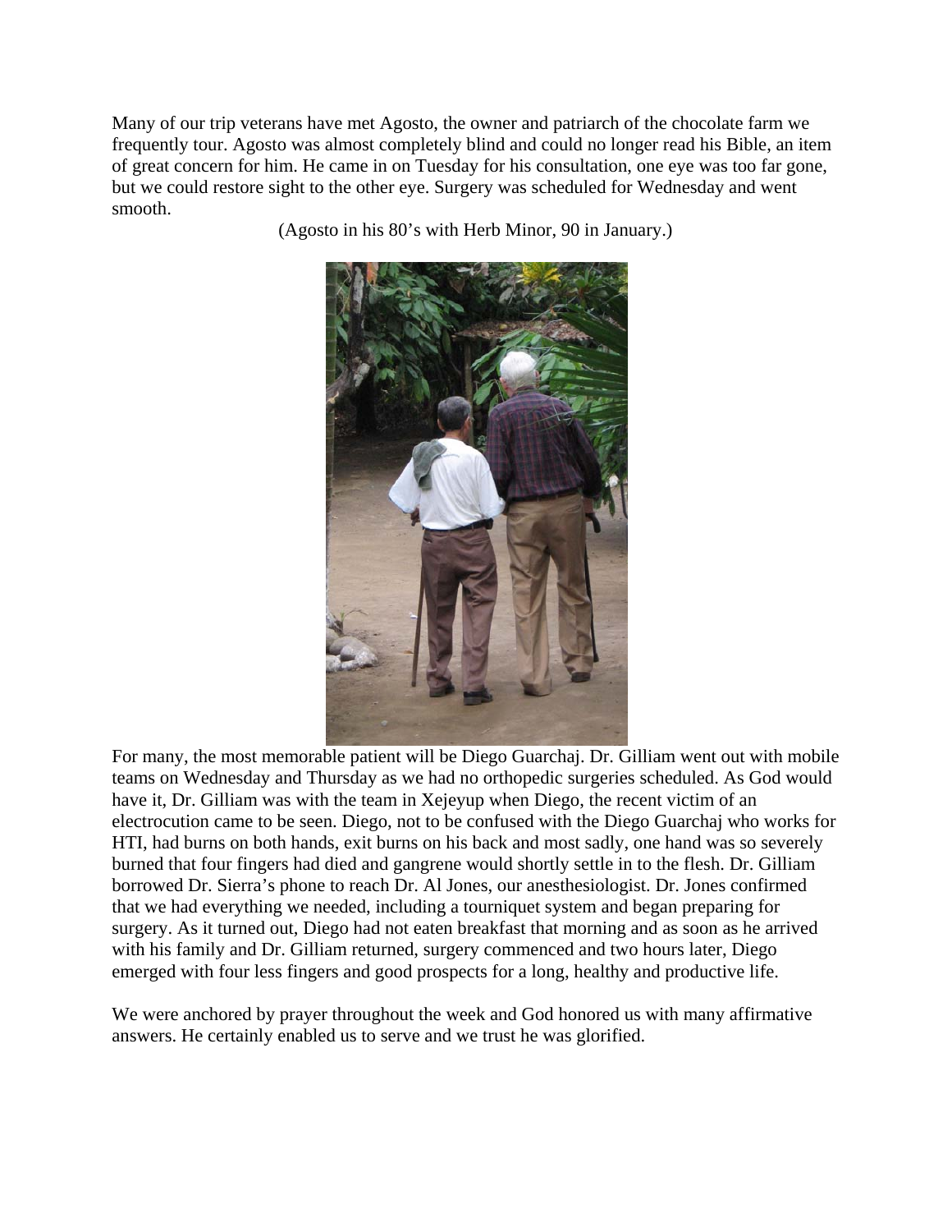Many of our trip veterans have met Agosto, the owner and patriarch of the chocolate farm we frequently tour. Agosto was almost completely blind and could no longer read his Bible, an item of great concern for him. He came in on Tuesday for his consultation, one eye was too far gone, but we could restore sight to the other eye. Surgery was scheduled for Wednesday and went smooth.

(Agosto in his 80's with Herb Minor, 90 in January.)

For many, the most memorable patient will be Diego Guarchaj. Dr. Gilliam went out with mobile teams on Wednesday and Thursday as we had no orthopedic surgeries scheduled. As God would have it, Dr. Gilliam was with the team in Xejeyup when Diego, the recent victim of an electrocution came to be seen. Diego, not to be confused with the Diego Guarchaj who works for HTI, had burns on both hands, exit burns on his back and most sadly, one hand was so severely burned that four fingers had died and gangrene would shortly settle in to the flesh. Dr. Gilliam borrowed Dr. Sierra's phone to reach Dr. Al Jones, our anesthesiologist. Dr. Jones confirmed that we had everything we needed, including a tourniquet system and began preparing for surgery. As it turned out, Diego had not eaten breakfast that morning and as soon as he arrived with his family and Dr. Gilliam returned, surgery commenced and two hours later, Diego emerged with four less fingers and good prospects for a long, healthy and productive life.

We were anchored by prayer throughout the week and God honored us with many affirmative answers. He certainly enabled us to serve and we trust he was glorified.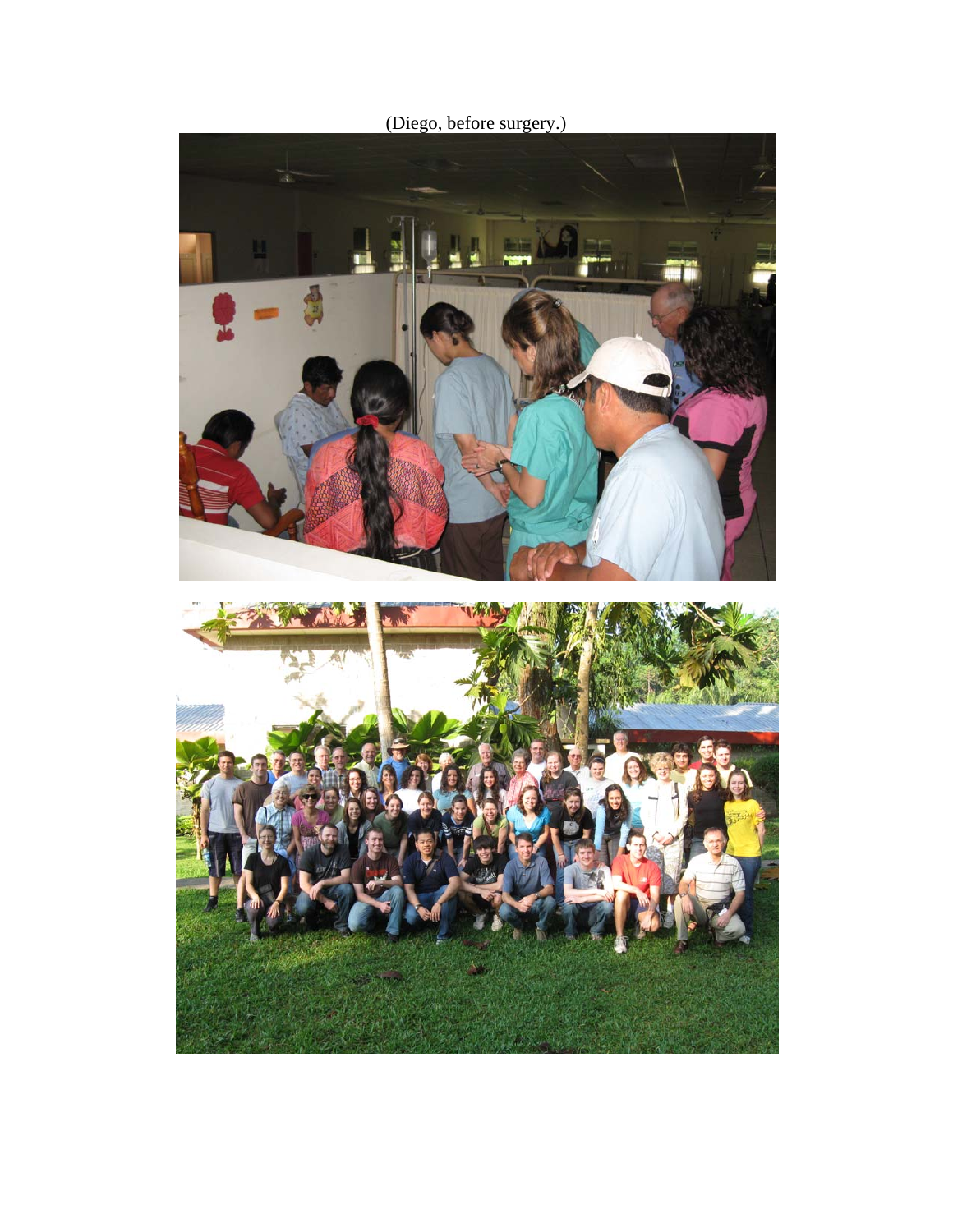(Diego, before surgery.)